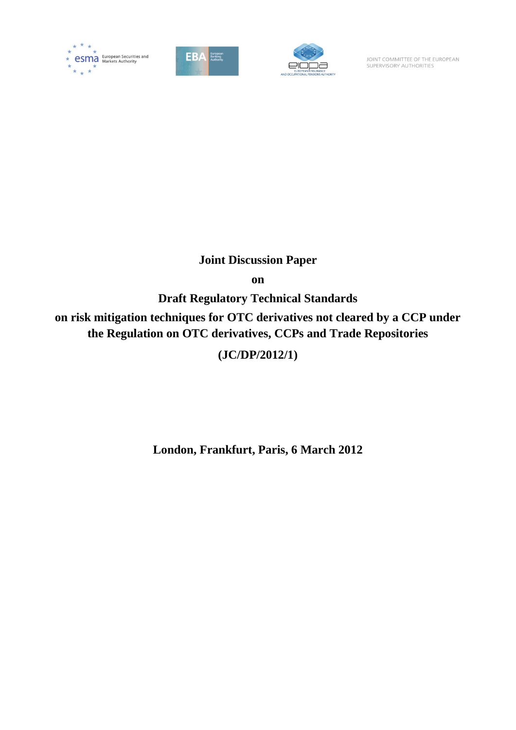European Securities and Markets Authority

EBA European Banking Authority

EIOPA European Insurance and Occupational Pensions Authority

JOINT COMMITTEE OF THE EUROPEAN SUPERVISORY AUTHORITIES

# Joint Discussion Paper

**on**

# Draft Regulatory Technical Standards

# on risk mitigation techniques for OTC derivatives not cleared by a CCP under the Regulation on OTC derivatives, CCPs and Trade Repositories

**(JC/DP/2012/1)**

**London, Frankfurt, Paris, 6 March 2012**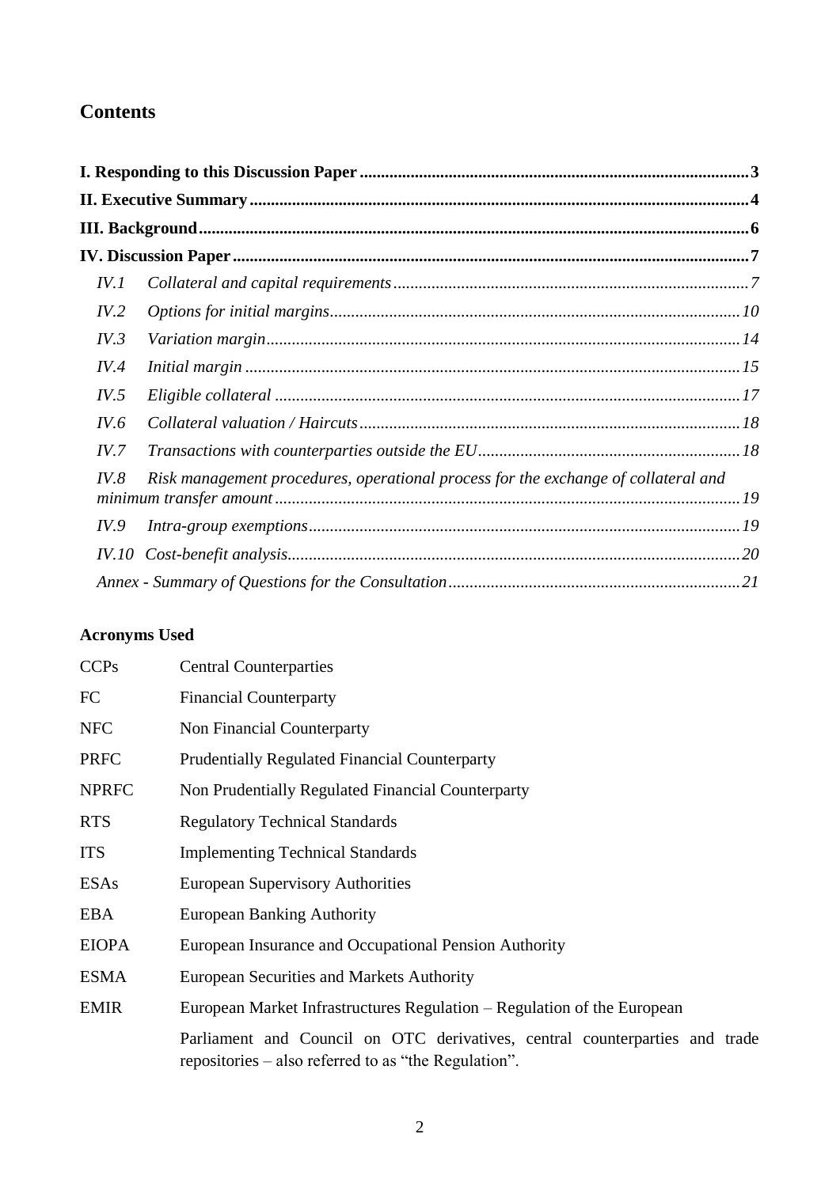## Contents

**I. Responding to this Discussion Paper** ... **3**

**II. Executive Summary** ... **4**

**III. Background** ... **6**

**IV. Discussion Paper** ... **7**

- *IV.1 Collateral and capital requirements* ... *7*
- *IV.2 Options for initial margins* ... *10*
- *IV.3 Variation margin* ... *14*
- *IV.4 Initial margin* ... *15*
- *IV.5 Eligible collateral* ... *17*
- *IV.6 Collateral valuation / Haircuts* ... *18*
- *IV.7 Transactions with counterparties outside the EU* ... *18*
- *IV.8 Risk management procedures, operational process for the exchange of collateral and minimum transfer amount* ... *19*
- *IV.9 Intra-group exemptions* ... *19*
- *IV.10 Cost-benefit analysis* ... *20*
- *Annex - Summary of Questions for the Consultation* ... *21*

**Acronyms Used**

| | |
|---|---|
| CCPs | Central Counterparties |
| FC | Financial Counterparty |
| NFC | Non Financial Counterparty |
| PRFC | Prudentially Regulated Financial Counterparty |
| NPRFC | Non Prudentially Regulated Financial Counterparty |
| RTS | Regulatory Technical Standards |
| ITS | Implementing Technical Standards |
| ESAs | European Supervisory Authorities |
| EBA | European Banking Authority |
| EIOPA | European Insurance and Occupational Pension Authority |
| ESMA | European Securities and Markets Authority |
| EMIR | European Market Infrastructures Regulation – Regulation of the European Parliament and Council on OTC derivatives, central counterparties and trade repositories – also referred to as "the Regulation". |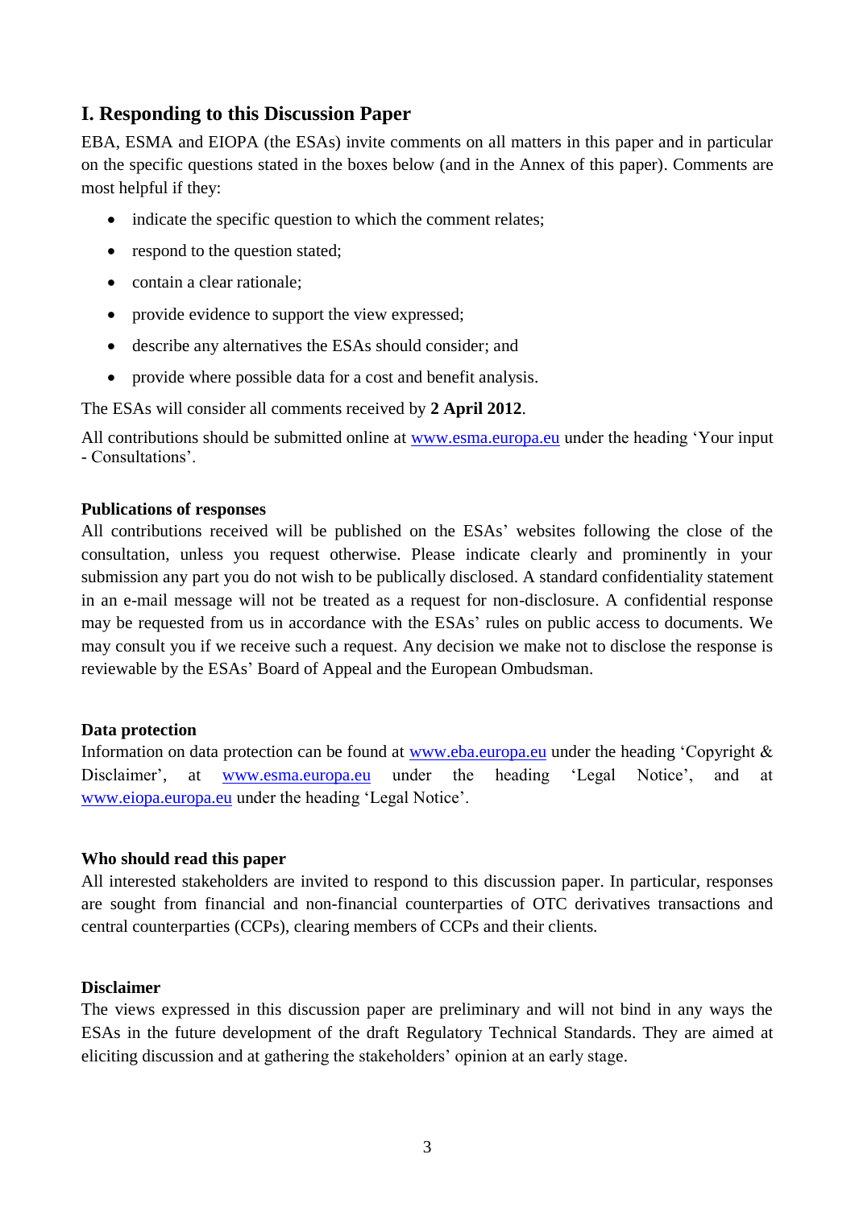## I. Responding to this Discussion Paper

EBA, ESMA and EIOPA (the ESAs) invite comments on all matters in this paper and in particular on the specific questions stated in the boxes below (and in the Annex of this paper). Comments are most helpful if they:

- indicate the specific question to which the comment relates;
- respond to the question stated;
- contain a clear rationale;
- provide evidence to support the view expressed;
- describe any alternatives the ESAs should consider; and
- provide where possible data for a cost and benefit analysis.

The ESAs will consider all comments received by **2 April 2012**.

All contributions should be submitted online at www.esma.europa.eu under the heading 'Your input - Consultations'.

**Publications of responses**

All contributions received will be published on the ESAs' websites following the close of the consultation, unless you request otherwise. Please indicate clearly and prominently in your submission any part you do not wish to be publically disclosed. A standard confidentiality statement in an e-mail message will not be treated as a request for non-disclosure. A confidential response may be requested from us in accordance with the ESAs' rules on public access to documents. We may consult you if we receive such a request. Any decision we make not to disclose the response is reviewable by the ESAs' Board of Appeal and the European Ombudsman.

**Data protection**

Information on data protection can be found at www.eba.europa.eu under the heading 'Copyright & Disclaimer', at www.esma.europa.eu under the heading 'Legal Notice', and at www.eiopa.europa.eu under the heading 'Legal Notice'.

**Who should read this paper**

All interested stakeholders are invited to respond to this discussion paper. In particular, responses are sought from financial and non-financial counterparties of OTC derivatives transactions and central counterparties (CCPs), clearing members of CCPs and their clients.

**Disclaimer**

The views expressed in this discussion paper are preliminary and will not bind in any ways the ESAs in the future development of the draft Regulatory Technical Standards. They are aimed at eliciting discussion and at gathering the stakeholders' opinion at an early stage.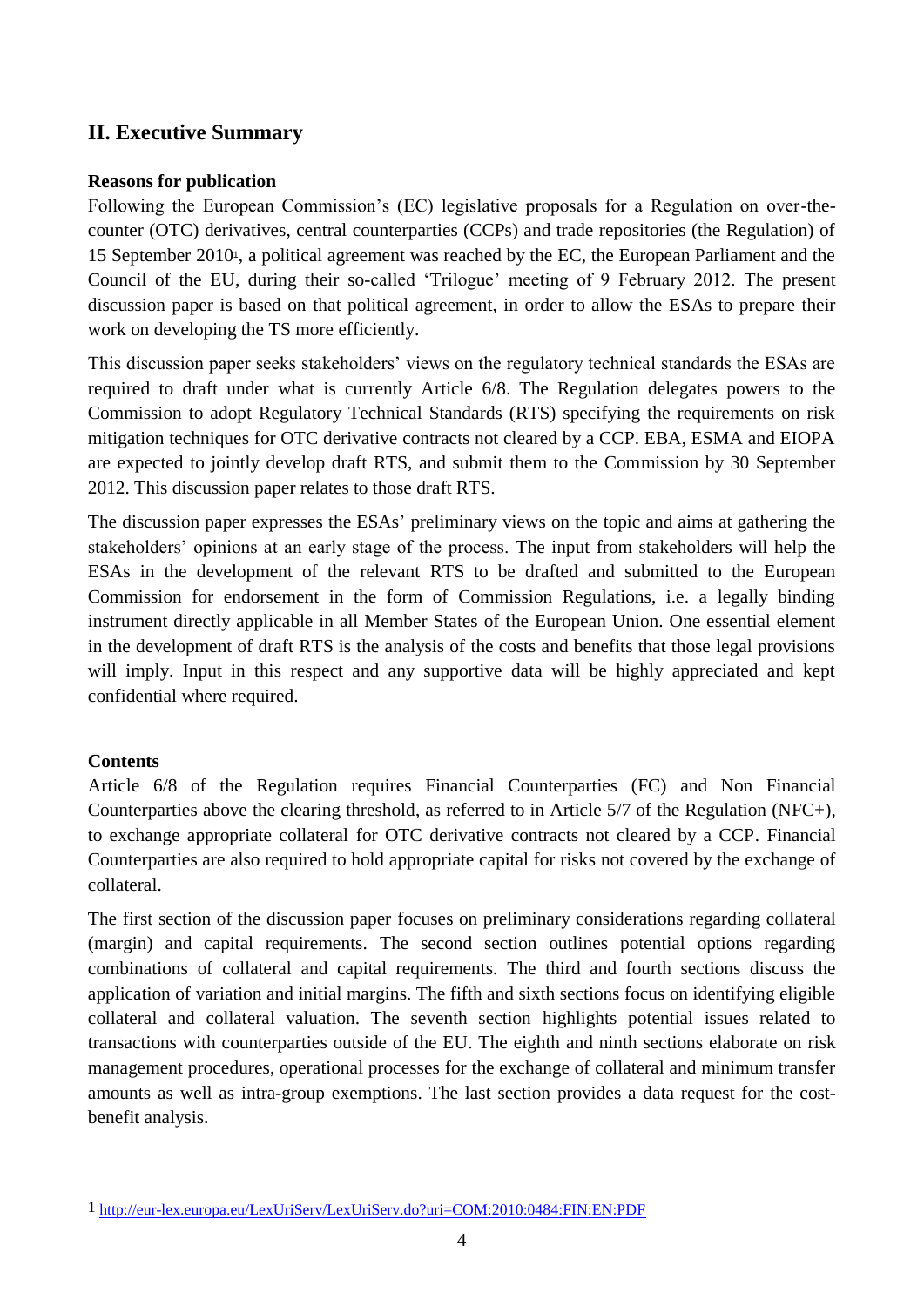## II. Executive Summary

**Reasons for publication**

Following the European Commission's (EC) legislative proposals for a Regulation on over-the-counter (OTC) derivatives, central counterparties (CCPs) and trade repositories (the Regulation) of 15 September 2010[1], a political agreement was reached by the EC, the European Parliament and the Council of the EU, during their so-called 'Trilogue' meeting of 9 February 2012. The present discussion paper is based on that political agreement, in order to allow the ESAs to prepare their work on developing the TS more efficiently.

This discussion paper seeks stakeholders' views on the regulatory technical standards the ESAs are required to draft under what is currently Article 6/8. The Regulation delegates powers to the Commission to adopt Regulatory Technical Standards (RTS) specifying the requirements on risk mitigation techniques for OTC derivative contracts not cleared by a CCP. EBA, ESMA and EIOPA are expected to jointly develop draft RTS, and submit them to the Commission by 30 September 2012. This discussion paper relates to those draft RTS.

The discussion paper expresses the ESAs' preliminary views on the topic and aims at gathering the stakeholders' opinions at an early stage of the process. The input from stakeholders will help the ESAs in the development of the relevant RTS to be drafted and submitted to the European Commission for endorsement in the form of Commission Regulations, i.e. a legally binding instrument directly applicable in all Member States of the European Union. One essential element in the development of draft RTS is the analysis of the costs and benefits that those legal provisions will imply. Input in this respect and any supportive data will be highly appreciated and kept confidential where required.

**Contents**

Article 6/8 of the Regulation requires Financial Counterparties (FC) and Non Financial Counterparties above the clearing threshold, as referred to in Article 5/7 of the Regulation (NFC+), to exchange appropriate collateral for OTC derivative contracts not cleared by a CCP. Financial Counterparties are also required to hold appropriate capital for risks not covered by the exchange of collateral.

The first section of the discussion paper focuses on preliminary considerations regarding collateral (margin) and capital requirements. The second section outlines potential options regarding combinations of collateral and capital requirements. The third and fourth sections discuss the application of variation and initial margins. The fifth and sixth sections focus on identifying eligible collateral and collateral valuation. The seventh section highlights potential issues related to transactions with counterparties outside of the EU. The eighth and ninth sections elaborate on risk management procedures, operational processes for the exchange of collateral and minimum transfer amounts as well as intra-group exemptions. The last section provides a data request for the cost-benefit analysis.

---

[1] http://eur-lex.europa.eu/LexUriServ/LexUriServ.do?uri=COM:2010:0484:FIN:EN:PDF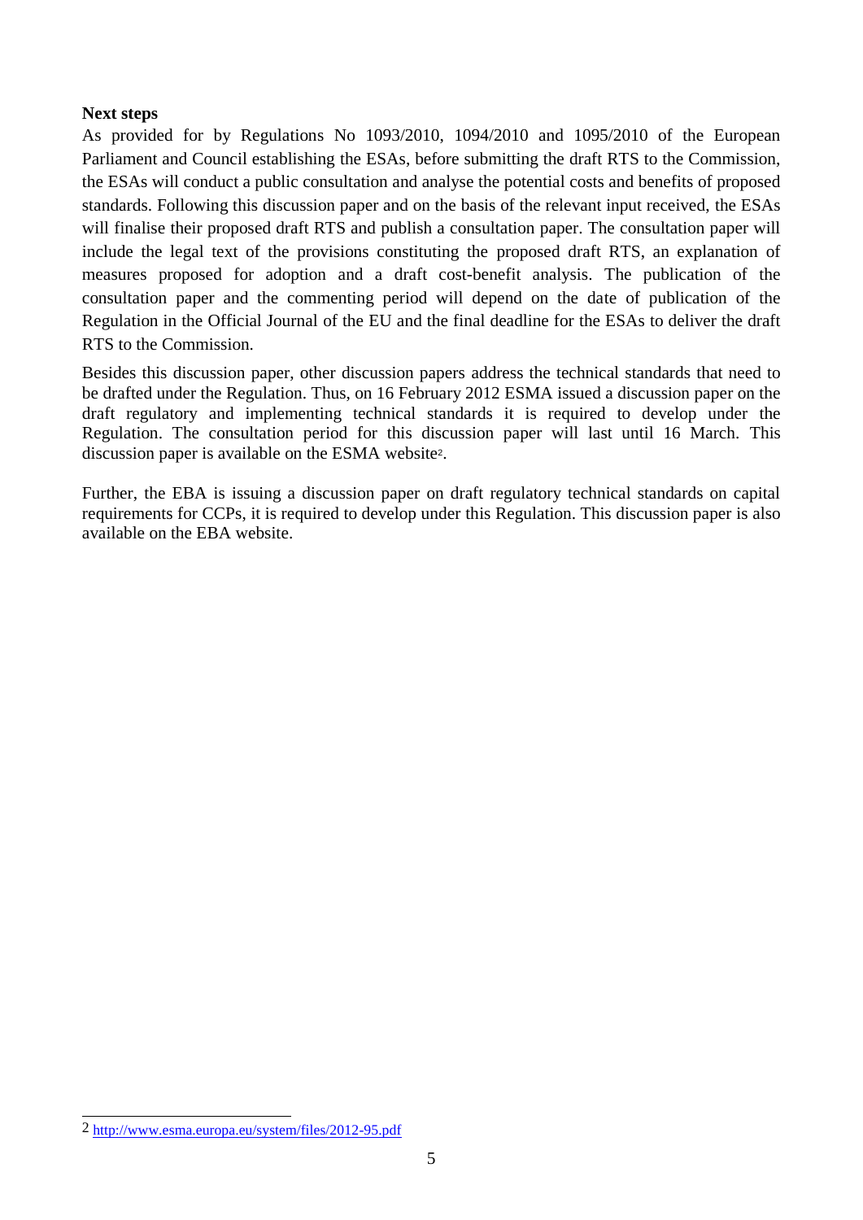**Next steps**

As provided for by Regulations No 1093/2010, 1094/2010 and 1095/2010 of the European Parliament and Council establishing the ESAs, before submitting the draft RTS to the Commission, the ESAs will conduct a public consultation and analyse the potential costs and benefits of proposed standards. Following this discussion paper and on the basis of the relevant input received, the ESAs will finalise their proposed draft RTS and publish a consultation paper. The consultation paper will include the legal text of the provisions constituting the proposed draft RTS, an explanation of measures proposed for adoption and a draft cost-benefit analysis. The publication of the consultation paper and the commenting period will depend on the date of publication of the Regulation in the Official Journal of the EU and the final deadline for the ESAs to deliver the draft RTS to the Commission.

Besides this discussion paper, other discussion papers address the technical standards that need to be drafted under the Regulation. Thus, on 16 February 2012 ESMA issued a discussion paper on the draft regulatory and implementing technical standards it is required to develop under the Regulation. The consultation period for this discussion paper will last until 16 March. This discussion paper is available on the ESMA website[2].

Further, the EBA is issuing a discussion paper on draft regulatory technical standards on capital requirements for CCPs, it is required to develop under this Regulation. This discussion paper is also available on the EBA website.

---

2 http://www.esma.europa.eu/system/files/2012-95.pdf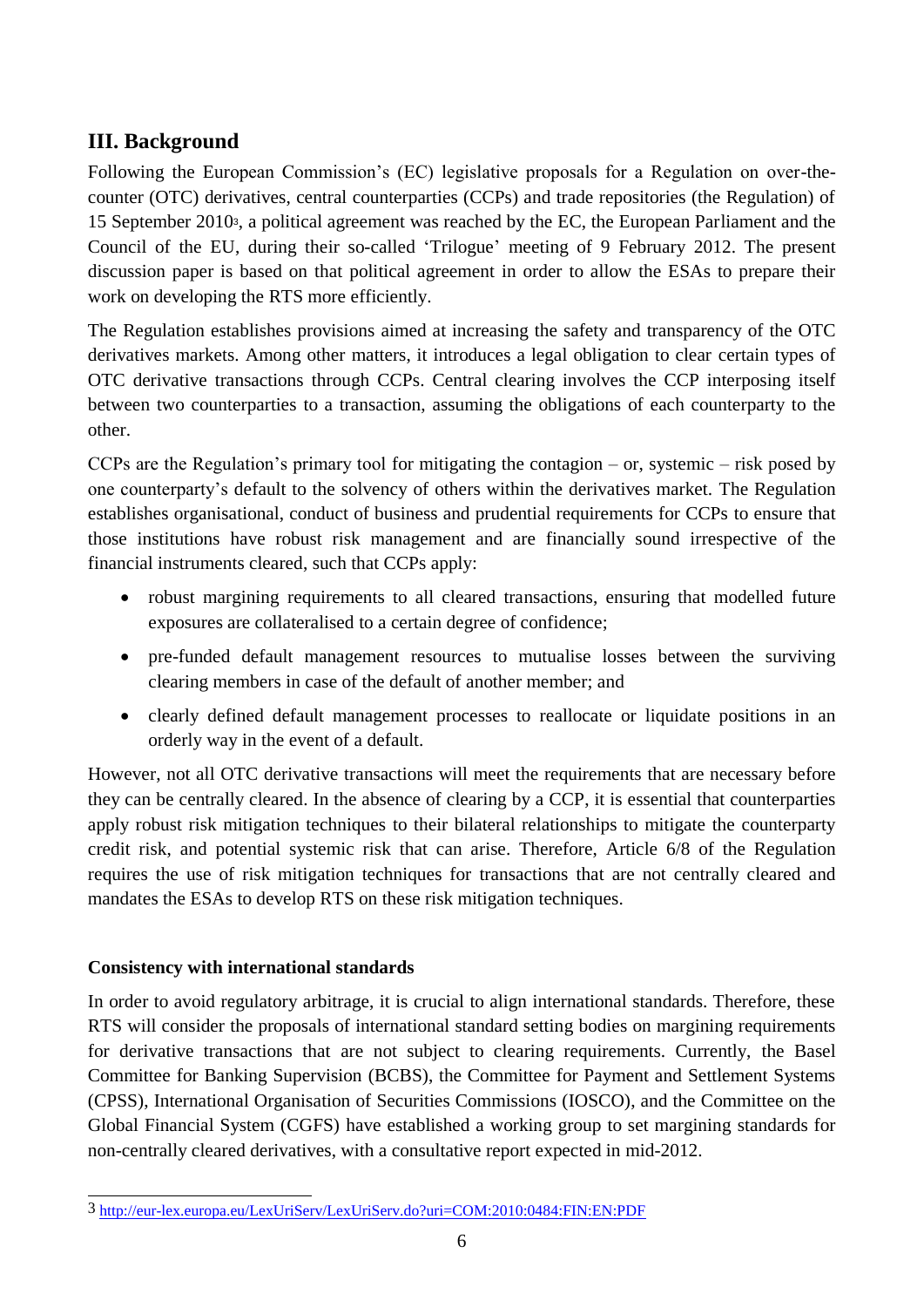## III. Background

Following the European Commission's (EC) legislative proposals for a Regulation on over-the-counter (OTC) derivatives, central counterparties (CCPs) and trade repositories (the Regulation) of 15 September 2010[3], a political agreement was reached by the EC, the European Parliament and the Council of the EU, during their so-called 'Trilogue' meeting of 9 February 2012. The present discussion paper is based on that political agreement in order to allow the ESAs to prepare their work on developing the RTS more efficiently.

The Regulation establishes provisions aimed at increasing the safety and transparency of the OTC derivatives markets. Among other matters, it introduces a legal obligation to clear certain types of OTC derivative transactions through CCPs. Central clearing involves the CCP interposing itself between two counterparties to a transaction, assuming the obligations of each counterparty to the other.

CCPs are the Regulation's primary tool for mitigating the contagion – or, systemic – risk posed by one counterparty's default to the solvency of others within the derivatives market. The Regulation establishes organisational, conduct of business and prudential requirements for CCPs to ensure that those institutions have robust risk management and are financially sound irrespective of the financial instruments cleared, such that CCPs apply:

- robust margining requirements to all cleared transactions, ensuring that modelled future exposures are collateralised to a certain degree of confidence;
- pre-funded default management resources to mutualise losses between the surviving clearing members in case of the default of another member; and
- clearly defined default management processes to reallocate or liquidate positions in an orderly way in the event of a default.

However, not all OTC derivative transactions will meet the requirements that are necessary before they can be centrally cleared. In the absence of clearing by a CCP, it is essential that counterparties apply robust risk mitigation techniques to their bilateral relationships to mitigate the counterparty credit risk, and potential systemic risk that can arise. Therefore, Article 6/8 of the Regulation requires the use of risk mitigation techniques for transactions that are not centrally cleared and mandates the ESAs to develop RTS on these risk mitigation techniques.

**Consistency with international standards**

In order to avoid regulatory arbitrage, it is crucial to align international standards. Therefore, these RTS will consider the proposals of international standard setting bodies on margining requirements for derivative transactions that are not subject to clearing requirements. Currently, the Basel Committee for Banking Supervision (BCBS), the Committee for Payment and Settlement Systems (CPSS), International Organisation of Securities Commissions (IOSCO), and the Committee on the Global Financial System (CGFS) have established a working group to set margining standards for non-centrally cleared derivatives, with a consultative report expected in mid-2012.

[3] http://eur-lex.europa.eu/LexUriServ/LexUriServ.do?uri=COM:2010:0484:FIN:EN:PDF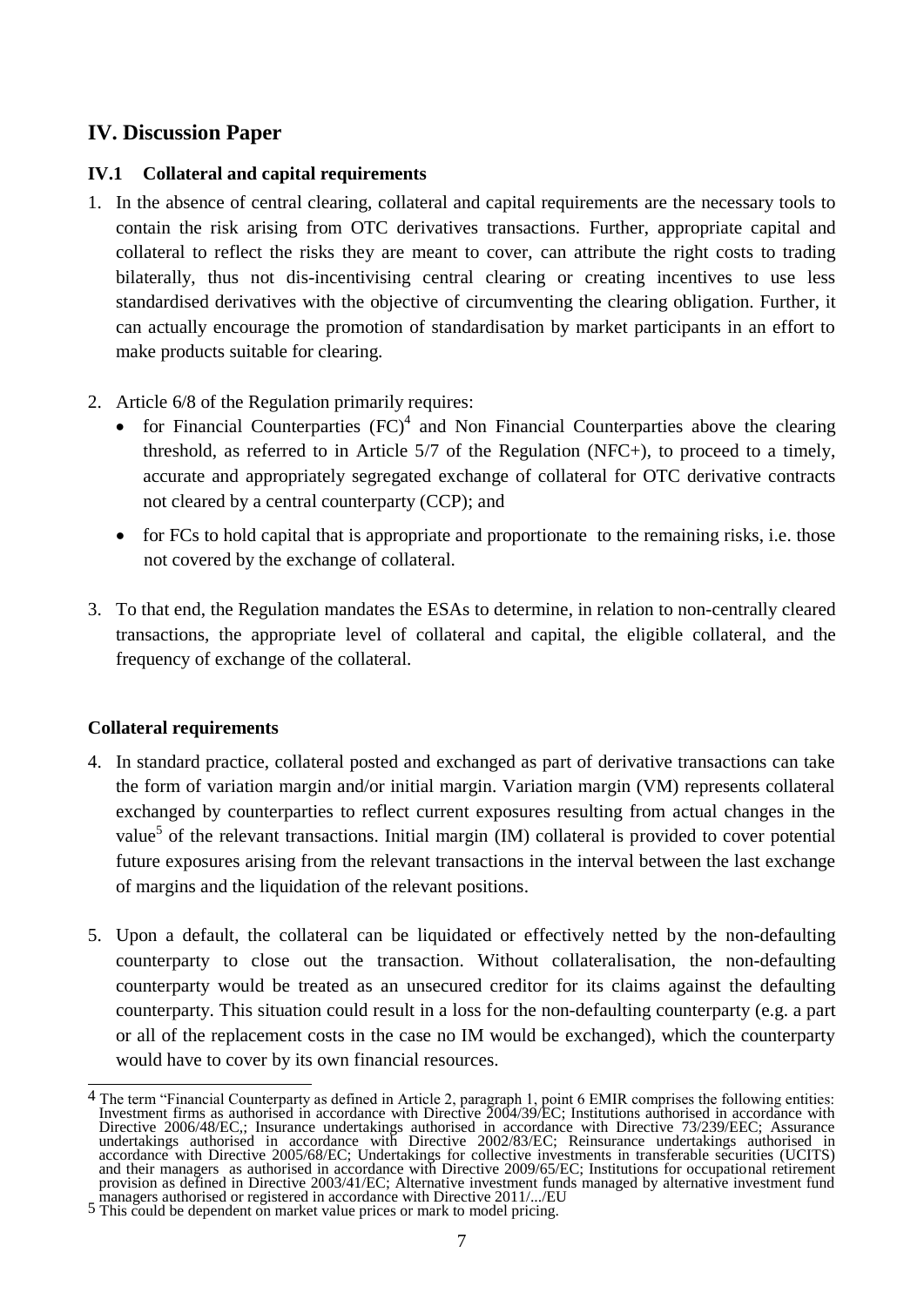## IV. Discussion Paper

### IV.1 Collateral and capital requirements

1. In the absence of central clearing, collateral and capital requirements are the necessary tools to contain the risk arising from OTC derivatives transactions. Further, appropriate capital and collateral to reflect the risks they are meant to cover, can attribute the right costs to trading bilaterally, thus not dis-incentivising central clearing or creating incentives to use less standardised derivatives with the objective of circumventing the clearing obligation. Further, it can actually encourage the promotion of standardisation by market participants in an effort to make products suitable for clearing.

2. Article 6/8 of the Regulation primarily requires:
   - for Financial Counterparties (FC)[4] and Non Financial Counterparties above the clearing threshold, as referred to in Article 5/7 of the Regulation (NFC+), to proceed to a timely, accurate and appropriately segregated exchange of collateral for OTC derivative contracts not cleared by a central counterparty (CCP); and
   - for FCs to hold capital that is appropriate and proportionate to the remaining risks, i.e. those not covered by the exchange of collateral.

3. To that end, the Regulation mandates the ESAs to determine, in relation to non-centrally cleared transactions, the appropriate level of collateral and capital, the eligible collateral, and the frequency of exchange of the collateral.

**Collateral requirements**

4. In standard practice, collateral posted and exchanged as part of derivative transactions can take the form of variation margin and/or initial margin. Variation margin (VM) represents collateral exchanged by counterparties to reflect current exposures resulting from actual changes in the value[5] of the relevant transactions. Initial margin (IM) collateral is provided to cover potential future exposures arising from the relevant transactions in the interval between the last exchange of margins and the liquidation of the relevant positions.

5. Upon a default, the collateral can be liquidated or effectively netted by the non-defaulting counterparty to close out the transaction. Without collateralisation, the non-defaulting counterparty would be treated as an unsecured creditor for its claims against the defaulting counterparty. This situation could result in a loss for the non-defaulting counterparty (e.g. a part or all of the replacement costs in the case no IM would be exchanged), which the counterparty would have to cover by its own financial resources.

---

4 The term "Financial Counterparty as defined in Article 2, paragraph 1, point 6 EMIR comprises the following entities: Investment firms as authorised in accordance with Directive 2004/39/EC; Institutions authorised in accordance with Directive 2006/48/EC,; Insurance undertakings authorised in accordance with Directive 73/239/EEC; Assurance undertakings authorised in accordance with Directive 2002/83/EC; Reinsurance undertakings authorised in accordance with Directive 2005/68/EC; Undertakings for collective investments in transferable securities (UCITS) and their managers as authorised in accordance with Directive 2009/65/EC; Institutions for occupational retirement provision as defined in Directive 2003/41/EC; Alternative investment funds managed by alternative investment fund managers authorised or registered in accordance with Directive 2011/.../EU

5 This could be dependent on market value prices or mark to model pricing.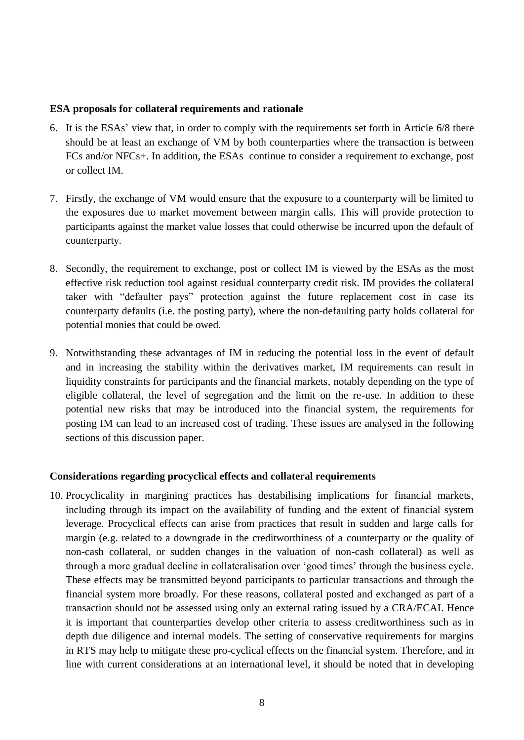**ESA proposals for collateral requirements and rationale**

6. It is the ESAs' view that, in order to comply with the requirements set forth in Article 6/8 there should be at least an exchange of VM by both counterparties where the transaction is between FCs and/or NFCs+. In addition, the ESAs continue to consider a requirement to exchange, post or collect IM.

7. Firstly, the exchange of VM would ensure that the exposure to a counterparty will be limited to the exposures due to market movement between margin calls. This will provide protection to participants against the market value losses that could otherwise be incurred upon the default of counterparty.

8. Secondly, the requirement to exchange, post or collect IM is viewed by the ESAs as the most effective risk reduction tool against residual counterparty credit risk. IM provides the collateral taker with "defaulter pays" protection against the future replacement cost in case its counterparty defaults (i.e. the posting party), where the non-defaulting party holds collateral for potential monies that could be owed.

9. Notwithstanding these advantages of IM in reducing the potential loss in the event of default and in increasing the stability within the derivatives market, IM requirements can result in liquidity constraints for participants and the financial markets, notably depending on the type of eligible collateral, the level of segregation and the limit on the re-use. In addition to these potential new risks that may be introduced into the financial system, the requirements for posting IM can lead to an increased cost of trading. These issues are analysed in the following sections of this discussion paper.

**Considerations regarding procyclical effects and collateral requirements**

10. Procyclicality in margining practices has destabilising implications for financial markets, including through its impact on the availability of funding and the extent of financial system leverage. Procyclical effects can arise from practices that result in sudden and large calls for margin (e.g. related to a downgrade in the creditworthiness of a counterparty or the quality of non-cash collateral, or sudden changes in the valuation of non-cash collateral) as well as through a more gradual decline in collateralisation over 'good times' through the business cycle. These effects may be transmitted beyond participants to particular transactions and through the financial system more broadly. For these reasons, collateral posted and exchanged as part of a transaction should not be assessed using only an external rating issued by a CRA/ECAI. Hence it is important that counterparties develop other criteria to assess creditworthiness such as in depth due diligence and internal models. The setting of conservative requirements for margins in RTS may help to mitigate these pro-cyclical effects on the financial system. Therefore, and in line with current considerations at an international level, it should be noted that in developing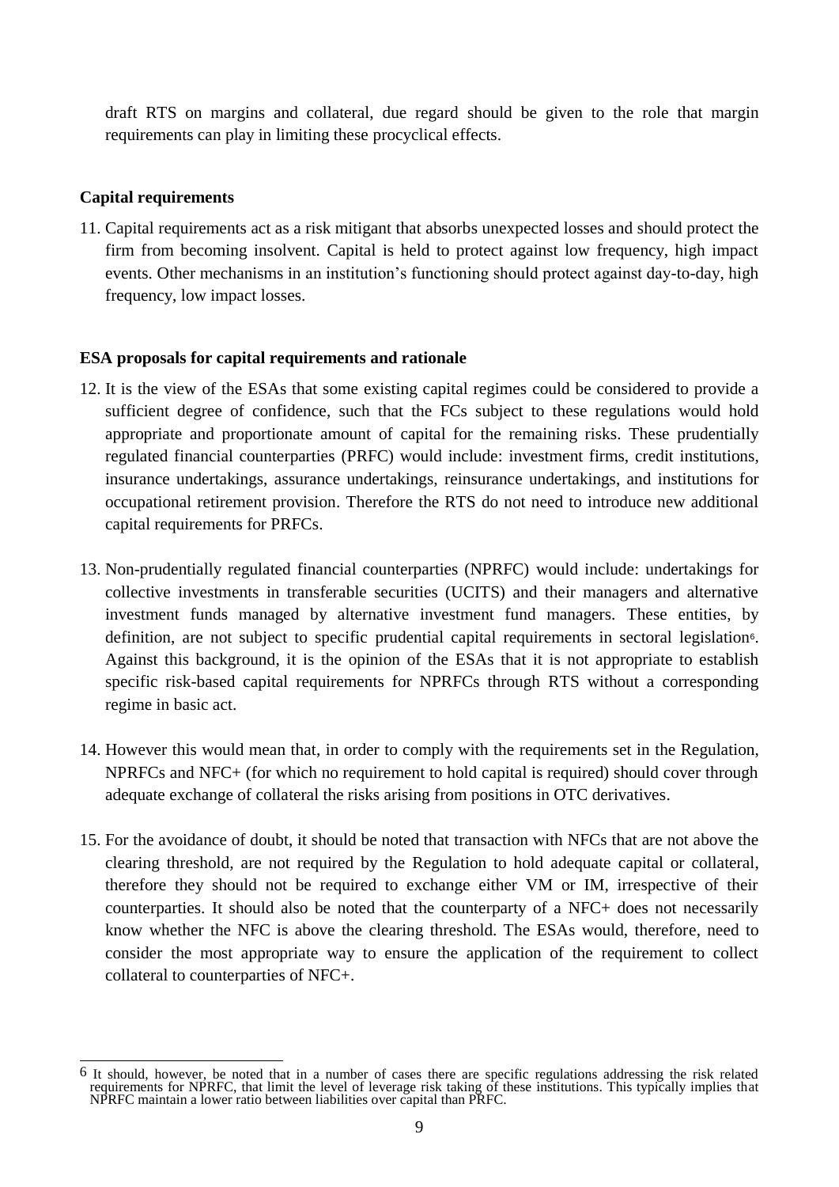draft RTS on margins and collateral, due regard should be given to the role that margin requirements can play in limiting these procyclical effects.

**Capital requirements**

11. Capital requirements act as a risk mitigant that absorbs unexpected losses and should protect the firm from becoming insolvent. Capital is held to protect against low frequency, high impact events. Other mechanisms in an institution's functioning should protect against day-to-day, high frequency, low impact losses.

**ESA proposals for capital requirements and rationale**

12. It is the view of the ESAs that some existing capital regimes could be considered to provide a sufficient degree of confidence, such that the FCs subject to these regulations would hold appropriate and proportionate amount of capital for the remaining risks. These prudentially regulated financial counterparties (PRFC) would include: investment firms, credit institutions, insurance undertakings, assurance undertakings, reinsurance undertakings, and institutions for occupational retirement provision. Therefore the RTS do not need to introduce new additional capital requirements for PRFCs.

13. Non-prudentially regulated financial counterparties (NPRFC) would include: undertakings for collective investments in transferable securities (UCITS) and their managers and alternative investment funds managed by alternative investment fund managers. These entities, by definition, are not subject to specific prudential capital requirements in sectoral legislation[6]. Against this background, it is the opinion of the ESAs that it is not appropriate to establish specific risk-based capital requirements for NPRFCs through RTS without a corresponding regime in basic act.

14. However this would mean that, in order to comply with the requirements set in the Regulation, NPRFCs and NFC+ (for which no requirement to hold capital is required) should cover through adequate exchange of collateral the risks arising from positions in OTC derivatives.

15. For the avoidance of doubt, it should be noted that transaction with NFCs that are not above the clearing threshold, are not required by the Regulation to hold adequate capital or collateral, therefore they should not be required to exchange either VM or IM, irrespective of their counterparties. It should also be noted that the counterparty of a NFC+ does not necessarily know whether the NFC is above the clearing threshold. The ESAs would, therefore, need to consider the most appropriate way to ensure the application of the requirement to collect collateral to counterparties of NFC+.

---

[6] It should, however, be noted that in a number of cases there are specific regulations addressing the risk related requirements for NPRFC, that limit the level of leverage risk taking of these institutions. This typically implies that NPRFC maintain a lower ratio between liabilities over capital than PRFC.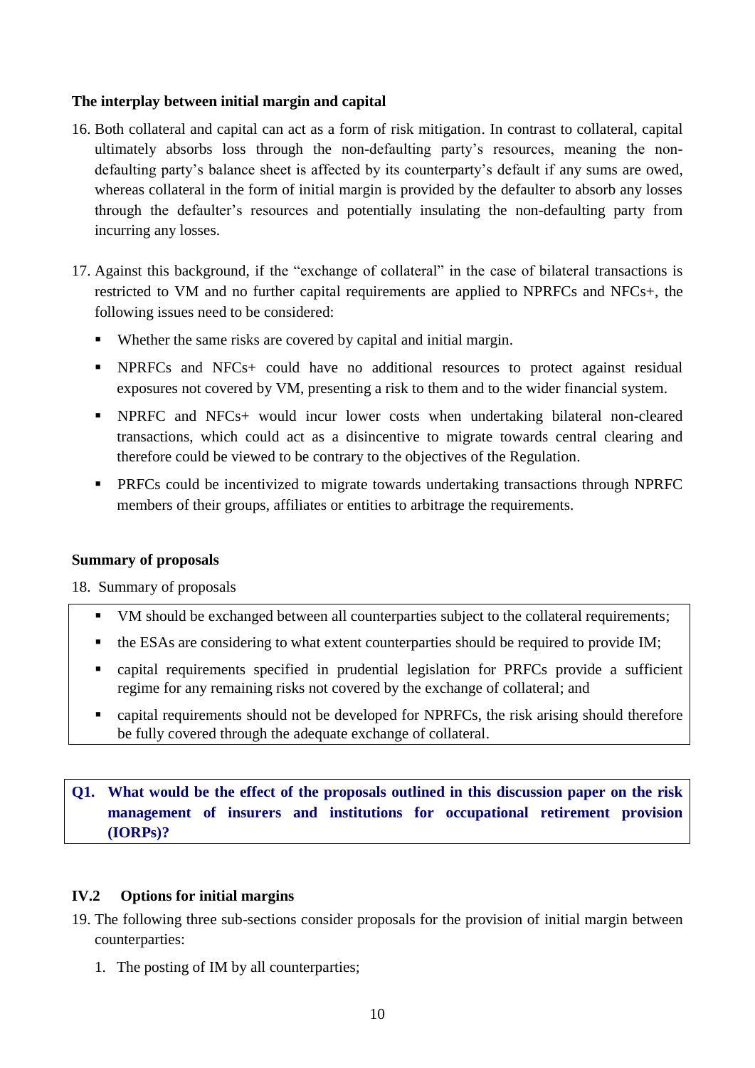### The interplay between initial margin and capital

16. Both collateral and capital can act as a form of risk mitigation. In contrast to collateral, capital ultimately absorbs loss through the non-defaulting party's resources, meaning the non-defaulting party's balance sheet is affected by its counterparty's default if any sums are owed, whereas collateral in the form of initial margin is provided by the defaulter to absorb any losses through the defaulter's resources and potentially insulating the non-defaulting party from incurring any losses.

17. Against this background, if the "exchange of collateral" in the case of bilateral transactions is restricted to VM and no further capital requirements are applied to NPRFCs and NFCs+, the following issues need to be considered:

    - Whether the same risks are covered by capital and initial margin.
    - NPRFCs and NFCs+ could have no additional resources to protect against residual exposures not covered by VM, presenting a risk to them and to the wider financial system.
    - NPRFC and NFCs+ would incur lower costs when undertaking bilateral non-cleared transactions, which could act as a disincentive to migrate towards central clearing and therefore could be viewed to be contrary to the objectives of the Regulation.
    - PRFCs could be incentivized to migrate towards undertaking transactions through NPRFC members of their groups, affiliates or entities to arbitrage the requirements.

### Summary of proposals

18. Summary of proposals

- VM should be exchanged between all counterparties subject to the collateral requirements;
- the ESAs are considering to what extent counterparties should be required to provide IM;
- capital requirements specified in prudential legislation for PRFCs provide a sufficient regime for any remaining risks not covered by the exchange of collateral; and
- capital requirements should not be developed for NPRFCs, the risk arising should therefore be fully covered through the adequate exchange of collateral.

**Q1. What would be the effect of the proposals outlined in this discussion paper on the risk management of insurers and institutions for occupational retirement provision (IORPs)?**

### IV.2 Options for initial margins

19. The following three sub-sections consider proposals for the provision of initial margin between counterparties:

    1. The posting of IM by all counterparties;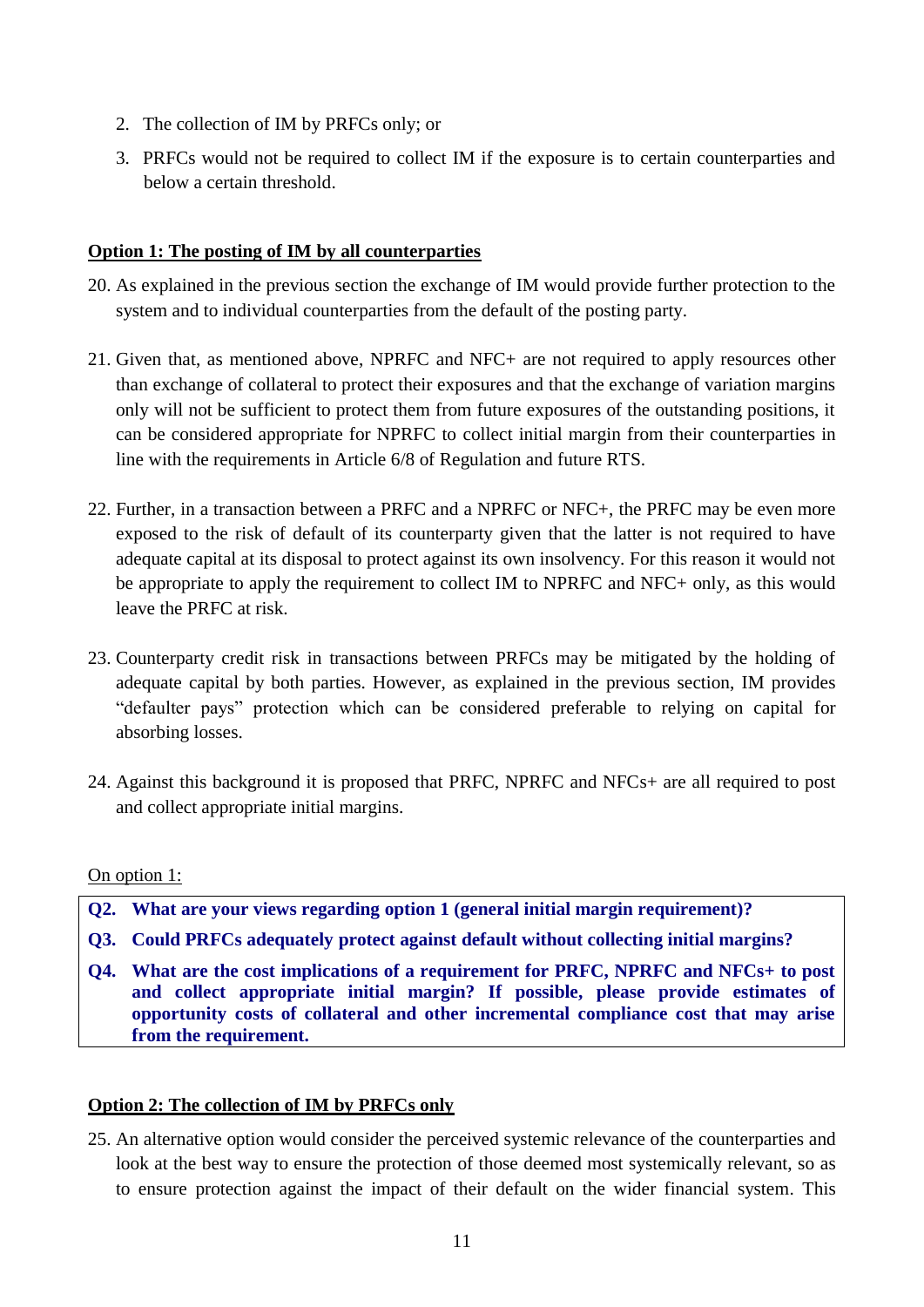2. The collection of IM by PRFCs only; or
3. PRFCs would not be required to collect IM if the exposure is to certain counterparties and below a certain threshold.

**Option 1: The posting of IM by all counterparties**

20. As explained in the previous section the exchange of IM would provide further protection to the system and to individual counterparties from the default of the posting party.

21. Given that, as mentioned above, NPRFC and NFC+ are not required to apply resources other than exchange of collateral to protect their exposures and that the exchange of variation margins only will not be sufficient to protect them from future exposures of the outstanding positions, it can be considered appropriate for NPRFC to collect initial margin from their counterparties in line with the requirements in Article 6/8 of Regulation and future RTS.

22. Further, in a transaction between a PRFC and a NPRFC or NFC+, the PRFC may be even more exposed to the risk of default of its counterparty given that the latter is not required to have adequate capital at its disposal to protect against its own insolvency. For this reason it would not be appropriate to apply the requirement to collect IM to NPRFC and NFC+ only, as this would leave the PRFC at risk.

23. Counterparty credit risk in transactions between PRFCs may be mitigated by the holding of adequate capital by both parties. However, as explained in the previous section, IM provides "defaulter pays" protection which can be considered preferable to relying on capital for absorbing losses.

24. Against this background it is proposed that PRFC, NPRFC and NFCs+ are all required to post and collect appropriate initial margins.

On option 1:

**Q2. What are your views regarding option 1 (general initial margin requirement)?**

**Q3. Could PRFCs adequately protect against default without collecting initial margins?**

**Q4. What are the cost implications of a requirement for PRFC, NPRFC and NFCs+ to post and collect appropriate initial margin? If possible, please provide estimates of opportunity costs of collateral and other incremental compliance cost that may arise from the requirement.**

**Option 2: The collection of IM by PRFCs only**

25. An alternative option would consider the perceived systemic relevance of the counterparties and look at the best way to ensure the protection of those deemed most systemically relevant, so as to ensure protection against the impact of their default on the wider financial system. This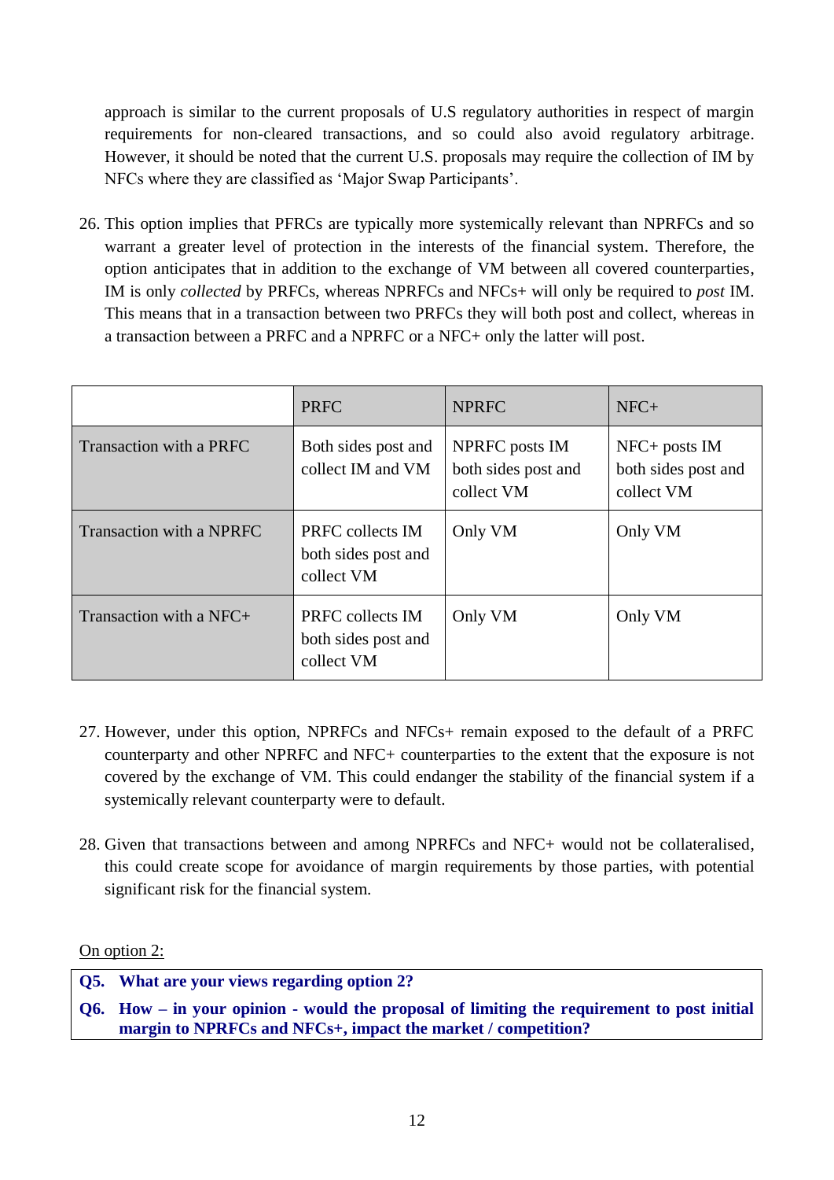approach is similar to the current proposals of U.S regulatory authorities in respect of margin requirements for non-cleared transactions, and so could also avoid regulatory arbitrage. However, it should be noted that the current U.S. proposals may require the collection of IM by NFCs where they are classified as 'Major Swap Participants'.

26. This option implies that PFRCs are typically more systemically relevant than NPRFCs and so warrant a greater level of protection in the interests of the financial system. Therefore, the option anticipates that in addition to the exchange of VM between all covered counterparties, IM is only *collected* by PRFCs, whereas NPRFCs and NFCs+ will only be required to *post* IM. This means that in a transaction between two PRFCs they will both post and collect, whereas in a transaction between a PRFC and a NPRFC or a NFC+ only the latter will post.

| | PRFC | NPRFC | NFC+ |
|---|---|---|---|
| Transaction with a PRFC | Both sides post and collect IM and VM | NPRFC posts IM both sides post and collect VM | NFC+ posts IM both sides post and collect VM |
| Transaction with a NPRFC | PRFC collects IM both sides post and collect VM | Only VM | Only VM |
| Transaction with a NFC+ | PRFC collects IM both sides post and collect VM | Only VM | Only VM |

27. However, under this option, NPRFCs and NFCs+ remain exposed to the default of a PRFC counterparty and other NPRFC and NFC+ counterparties to the extent that the exposure is not covered by the exchange of VM. This could endanger the stability of the financial system if a systemically relevant counterparty were to default.

28. Given that transactions between and among NPRFCs and NFC+ would not be collateralised, this could create scope for avoidance of margin requirements by those parties, with potential significant risk for the financial system.

On option 2:

**Q5. What are your views regarding option 2?**

**Q6. How – in your opinion - would the proposal of limiting the requirement to post initial margin to NPRFCs and NFCs+, impact the market / competition?**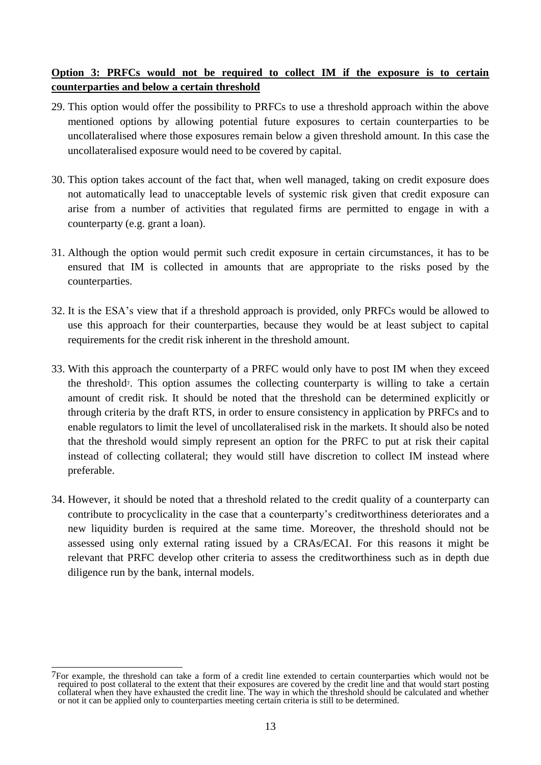**Option 3: PRFCs would not be required to collect IM if the exposure is to certain counterparties and below a certain threshold**

29. This option would offer the possibility to PRFCs to use a threshold approach within the above mentioned options by allowing potential future exposures to certain counterparties to be uncollateralised where those exposures remain below a given threshold amount. In this case the uncollateralised exposure would need to be covered by capital.

30. This option takes account of the fact that, when well managed, taking on credit exposure does not automatically lead to unacceptable levels of systemic risk given that credit exposure can arise from a number of activities that regulated firms are permitted to engage in with a counterparty (e.g. grant a loan).

31. Although the option would permit such credit exposure in certain circumstances, it has to be ensured that IM is collected in amounts that are appropriate to the risks posed by the counterparties.

32. It is the ESA's view that if a threshold approach is provided, only PRFCs would be allowed to use this approach for their counterparties, because they would be at least subject to capital requirements for the credit risk inherent in the threshold amount.

33. With this approach the counterparty of a PRFC would only have to post IM when they exceed the threshold[7]. This option assumes the collecting counterparty is willing to take a certain amount of credit risk. It should be noted that the threshold can be determined explicitly or through criteria by the draft RTS, in order to ensure consistency in application by PRFCs and to enable regulators to limit the level of uncollateralised risk in the markets. It should also be noted that the threshold would simply represent an option for the PRFC to put at risk their capital instead of collecting collateral; they would still have discretion to collect IM instead where preferable.

34. However, it should be noted that a threshold related to the credit quality of a counterparty can contribute to procyclicality in the case that a counterparty's creditworthiness deteriorates and a new liquidity burden is required at the same time. Moreover, the threshold should not be assessed using only external rating issued by a CRAs/ECAI. For this reasons it might be relevant that PRFC develop other criteria to assess the creditworthiness such as in depth due diligence run by the bank, internal models.

---

[7] For example, the threshold can take a form of a credit line extended to certain counterparties which would not be required to post collateral to the extent that their exposures are covered by the credit line and that would start posting collateral when they have exhausted the credit line. The way in which the threshold should be calculated and whether or not it can be applied only to counterparties meeting certain criteria is still to be determined.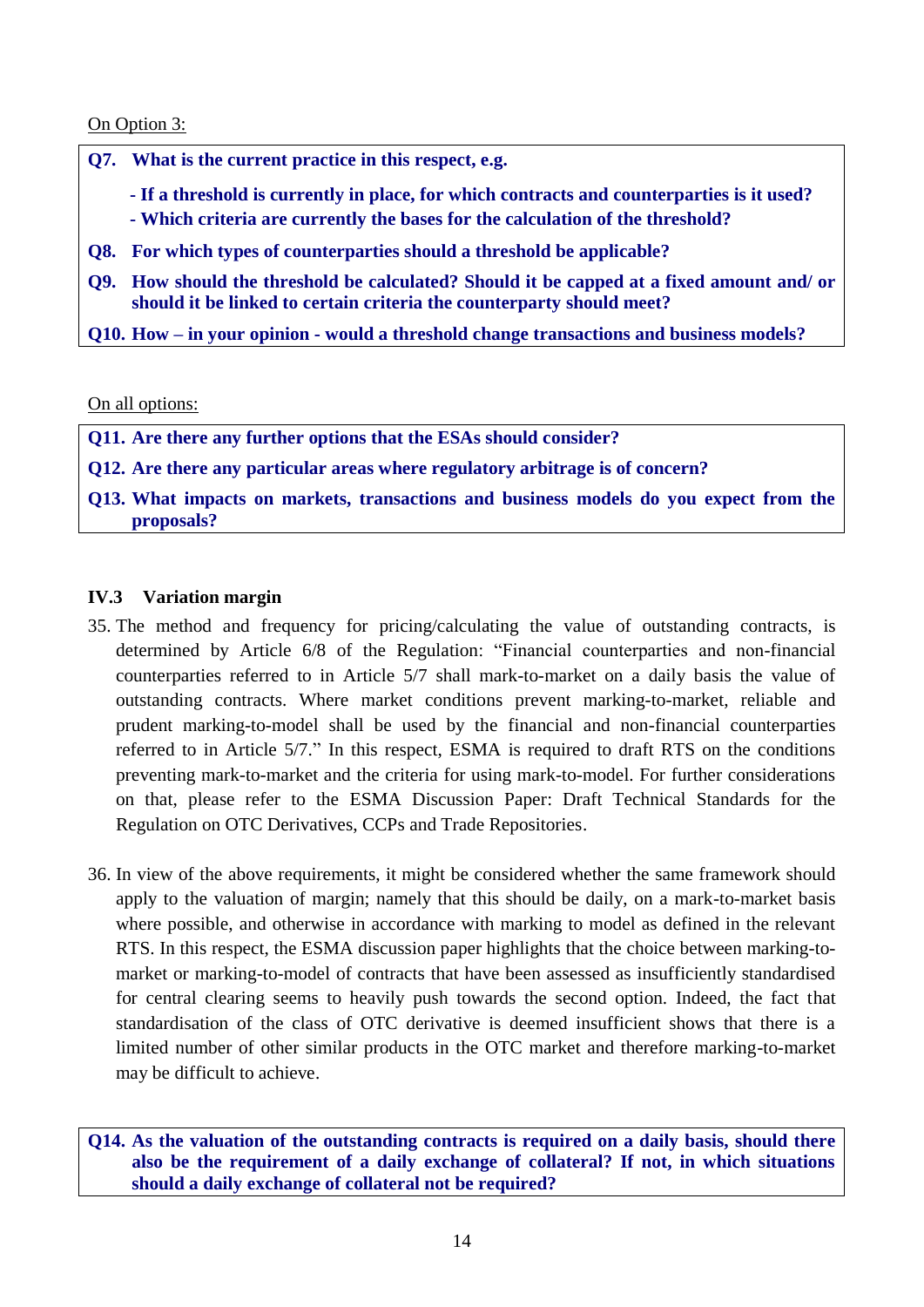On Option 3:

**Q7. What is the current practice in this respect, e.g.**

- **If a threshold is currently in place, for which contracts and counterparties is it used?**
- **Which criteria are currently the bases for the calculation of the threshold?**

**Q8. For which types of counterparties should a threshold be applicable?**

**Q9. How should the threshold be calculated? Should it be capped at a fixed amount and/ or should it be linked to certain criteria the counterparty should meet?**

**Q10. How – in your opinion - would a threshold change transactions and business models?**

On all options:

**Q11. Are there any further options that the ESAs should consider?**

**Q12. Are there any particular areas where regulatory arbitrage is of concern?**

**Q13. What impacts on markets, transactions and business models do you expect from the proposals?**

### IV.3 Variation margin

35. The method and frequency for pricing/calculating the value of outstanding contracts, is determined by Article 6/8 of the Regulation: "Financial counterparties and non-financial counterparties referred to in Article 5/7 shall mark-to-market on a daily basis the value of outstanding contracts. Where market conditions prevent marking-to-market, reliable and prudent marking-to-model shall be used by the financial and non-financial counterparties referred to in Article 5/7." In this respect, ESMA is required to draft RTS on the conditions preventing mark-to-market and the criteria for using mark-to-model. For further considerations on that, please refer to the ESMA Discussion Paper: Draft Technical Standards for the Regulation on OTC Derivatives, CCPs and Trade Repositories.

36. In view of the above requirements, it might be considered whether the same framework should apply to the valuation of margin; namely that this should be daily, on a mark-to-market basis where possible, and otherwise in accordance with marking to model as defined in the relevant RTS. In this respect, the ESMA discussion paper highlights that the choice between marking-to-market or marking-to-model of contracts that have been assessed as insufficiently standardised for central clearing seems to heavily push towards the second option. Indeed, the fact that standardisation of the class of OTC derivative is deemed insufficient shows that there is a limited number of other similar products in the OTC market and therefore marking-to-market may be difficult to achieve.

**Q14. As the valuation of the outstanding contracts is required on a daily basis, should there also be the requirement of a daily exchange of collateral? If not, in which situations should a daily exchange of collateral not be required?**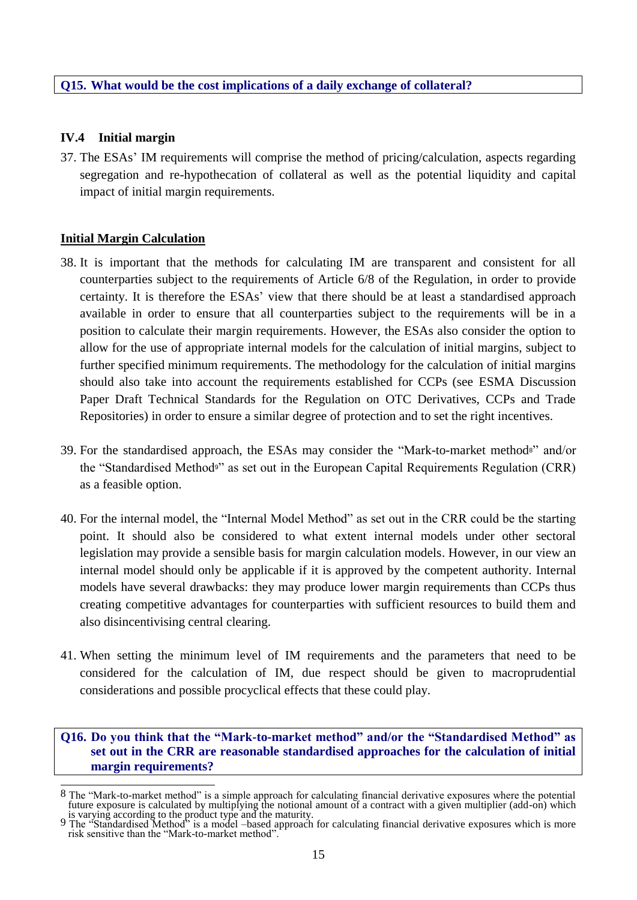**Q15. What would be the cost implications of a daily exchange of collateral?**

### IV.4 Initial margin

37. The ESAs' IM requirements will comprise the method of pricing/calculation, aspects regarding segregation and re-hypothecation of collateral as well as the potential liquidity and capital impact of initial margin requirements.

**Initial Margin Calculation**

38. It is important that the methods for calculating IM are transparent and consistent for all counterparties subject to the requirements of Article 6/8 of the Regulation, in order to provide certainty. It is therefore the ESAs' view that there should be at least a standardised approach available in order to ensure that all counterparties subject to the requirements will be in a position to calculate their margin requirements. However, the ESAs also consider the option to allow for the use of appropriate internal models for the calculation of initial margins, subject to further specified minimum requirements. The methodology for the calculation of initial margins should also take into account the requirements established for CCPs (see ESMA Discussion Paper Draft Technical Standards for the Regulation on OTC Derivatives, CCPs and Trade Repositories) in order to ensure a similar degree of protection and to set the right incentives.

39. For the standardised approach, the ESAs may consider the "Mark-to-market method[8]" and/or the "Standardised Method[9]" as set out in the European Capital Requirements Regulation (CRR) as a feasible option.

40. For the internal model, the "Internal Model Method" as set out in the CRR could be the starting point. It should also be considered to what extent internal models under other sectoral legislation may provide a sensible basis for margin calculation models. However, in our view an internal model should only be applicable if it is approved by the competent authority. Internal models have several drawbacks: they may produce lower margin requirements than CCPs thus creating competitive advantages for counterparties with sufficient resources to build them and also disincentivising central clearing.

41. When setting the minimum level of IM requirements and the parameters that need to be considered for the calculation of IM, due respect should be given to macroprudential considerations and possible procyclical effects that these could play.

**Q16. Do you think that the "Mark-to-market method" and/or the "Standardised Method" as set out in the CRR are reasonable standardised approaches for the calculation of initial margin requirements?**

---

[8] The "Mark-to-market method" is a simple approach for calculating financial derivative exposures where the potential future exposure is calculated by multiplying the notional amount of a contract with a given multiplier (add-on) which is varying according to the product type and the maturity.

[9] The "Standardised Method" is a model –based approach for calculating financial derivative exposures which is more risk sensitive than the "Mark-to-market method".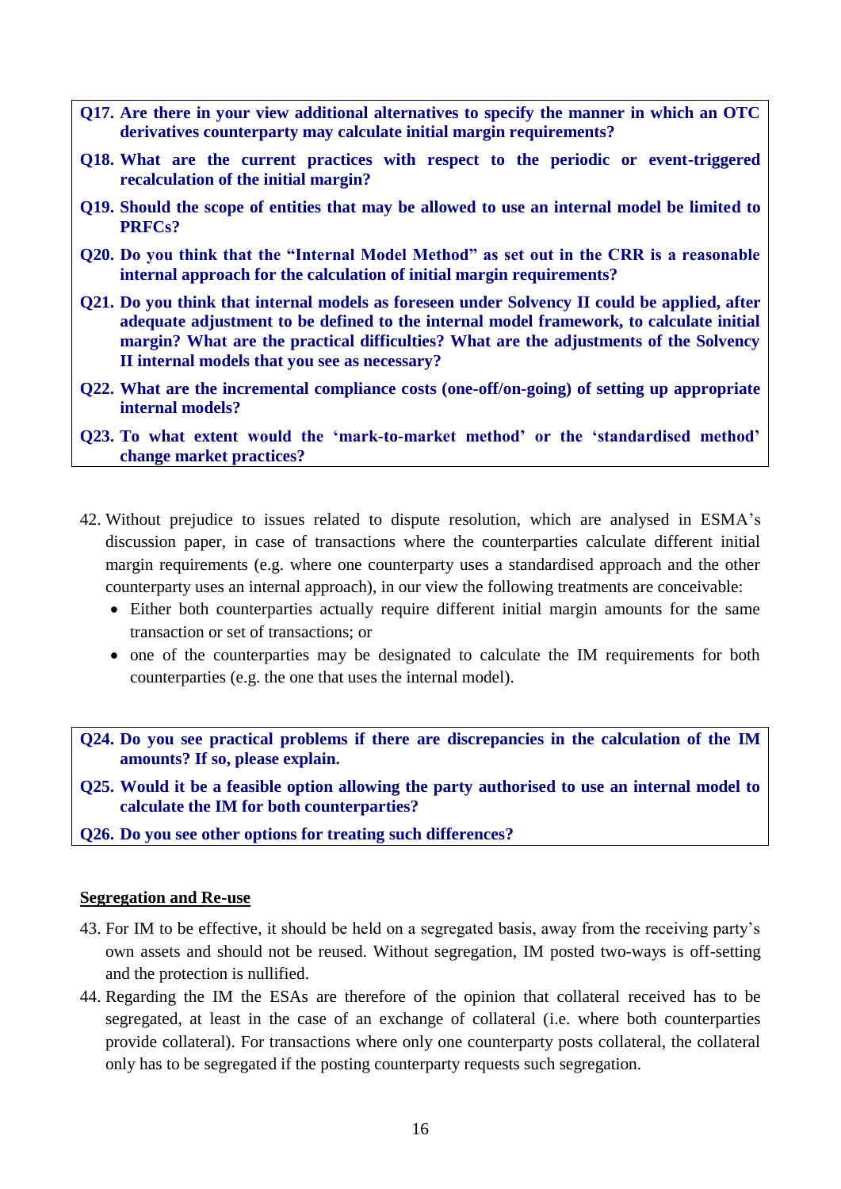**Q17. Are there in your view additional alternatives to specify the manner in which an OTC derivatives counterparty may calculate initial margin requirements?**

**Q18. What are the current practices with respect to the periodic or event-triggered recalculation of the initial margin?**

**Q19. Should the scope of entities that may be allowed to use an internal model be limited to PRFCs?**

**Q20. Do you think that the "Internal Model Method" as set out in the CRR is a reasonable internal approach for the calculation of initial margin requirements?**

**Q21. Do you think that internal models as foreseen under Solvency II could be applied, after adequate adjustment to be defined to the internal model framework, to calculate initial margin? What are the practical difficulties? What are the adjustments of the Solvency II internal models that you see as necessary?**

**Q22. What are the incremental compliance costs (one-off/on-going) of setting up appropriate internal models?**

**Q23. To what extent would the 'mark-to-market method' or the 'standardised method' change market practices?**

42. Without prejudice to issues related to dispute resolution, which are analysed in ESMA's discussion paper, in case of transactions where the counterparties calculate different initial margin requirements (e.g. where one counterparty uses a standardised approach and the other counterparty uses an internal approach), in our view the following treatments are conceivable:
    - Either both counterparties actually require different initial margin amounts for the same transaction or set of transactions; or
    - one of the counterparties may be designated to calculate the IM requirements for both counterparties (e.g. the one that uses the internal model).

**Q24. Do you see practical problems if there are discrepancies in the calculation of the IM amounts? If so, please explain.**

**Q25. Would it be a feasible option allowing the party authorised to use an internal model to calculate the IM for both counterparties?**

**Q26. Do you see other options for treating such differences?**

**<u>Segregation and Re-use</u>**

43. For IM to be effective, it should be held on a segregated basis, away from the receiving party's own assets and should not be reused. Without segregation, IM posted two-ways is off-setting and the protection is nullified.

44. Regarding the IM the ESAs are therefore of the opinion that collateral received has to be segregated, at least in the case of an exchange of collateral (i.e. where both counterparties provide collateral). For transactions where only one counterparty posts collateral, the collateral only has to be segregated if the posting counterparty requests such segregation.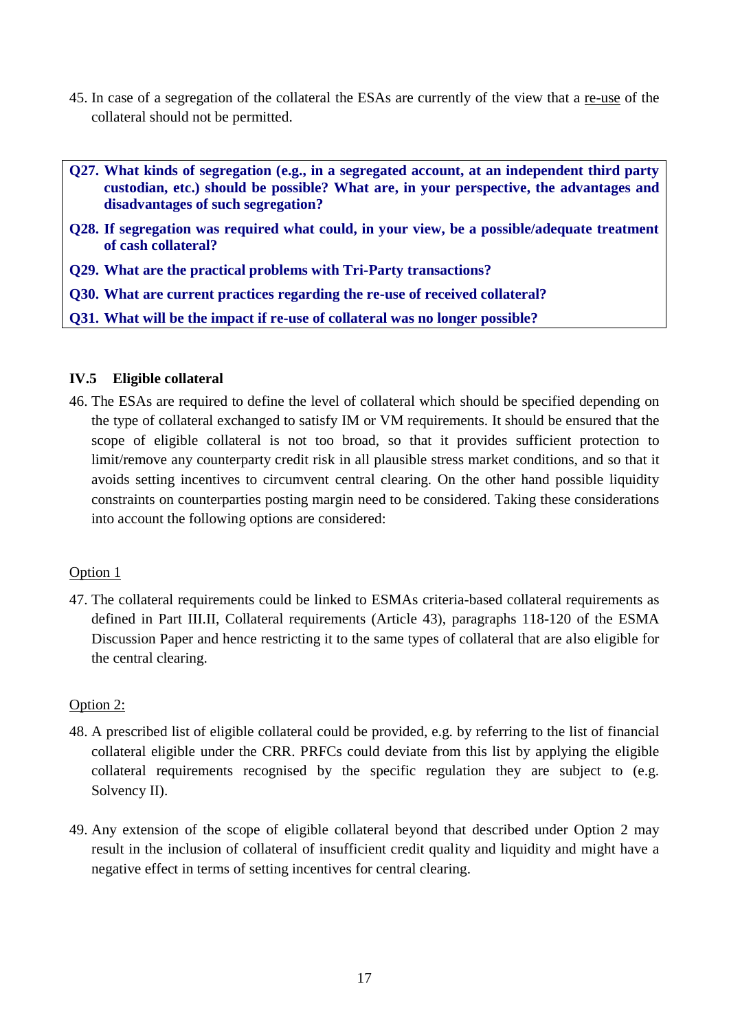45. In case of a segregation of the collateral the ESAs are currently of the view that a <u>re-use</u> of the collateral should not be permitted.

> **Q27. What kinds of segregation (e.g., in a segregated account, at an independent third party custodian, etc.) should be possible? What are, in your perspective, the advantages and disadvantages of such segregation?**
>
> **Q28. If segregation was required what could, in your view, be a possible/adequate treatment of cash collateral?**
>
> **Q29. What are the practical problems with Tri-Party transactions?**
>
> **Q30. What are current practices regarding the re-use of received collateral?**
>
> **Q31. What will be the impact if re-use of collateral was no longer possible?**

### IV.5 Eligible collateral

46. The ESAs are required to define the level of collateral which should be specified depending on the type of collateral exchanged to satisfy IM or VM requirements. It should be ensured that the scope of eligible collateral is not too broad, so that it provides sufficient protection to limit/remove any counterparty credit risk in all plausible stress market conditions, and so that it avoids setting incentives to circumvent central clearing. On the other hand possible liquidity constraints on counterparties posting margin need to be considered. Taking these considerations into account the following options are considered:

<u>Option 1</u>

47. The collateral requirements could be linked to ESMAs criteria-based collateral requirements as defined in Part III.II, Collateral requirements (Article 43), paragraphs 118-120 of the ESMA Discussion Paper and hence restricting it to the same types of collateral that are also eligible for the central clearing.

<u>Option 2:</u>

48. A prescribed list of eligible collateral could be provided, e.g. by referring to the list of financial collateral eligible under the CRR. PRFCs could deviate from this list by applying the eligible collateral requirements recognised by the specific regulation they are subject to (e.g. Solvency II).

49. Any extension of the scope of eligible collateral beyond that described under Option 2 may result in the inclusion of collateral of insufficient credit quality and liquidity and might have a negative effect in terms of setting incentives for central clearing.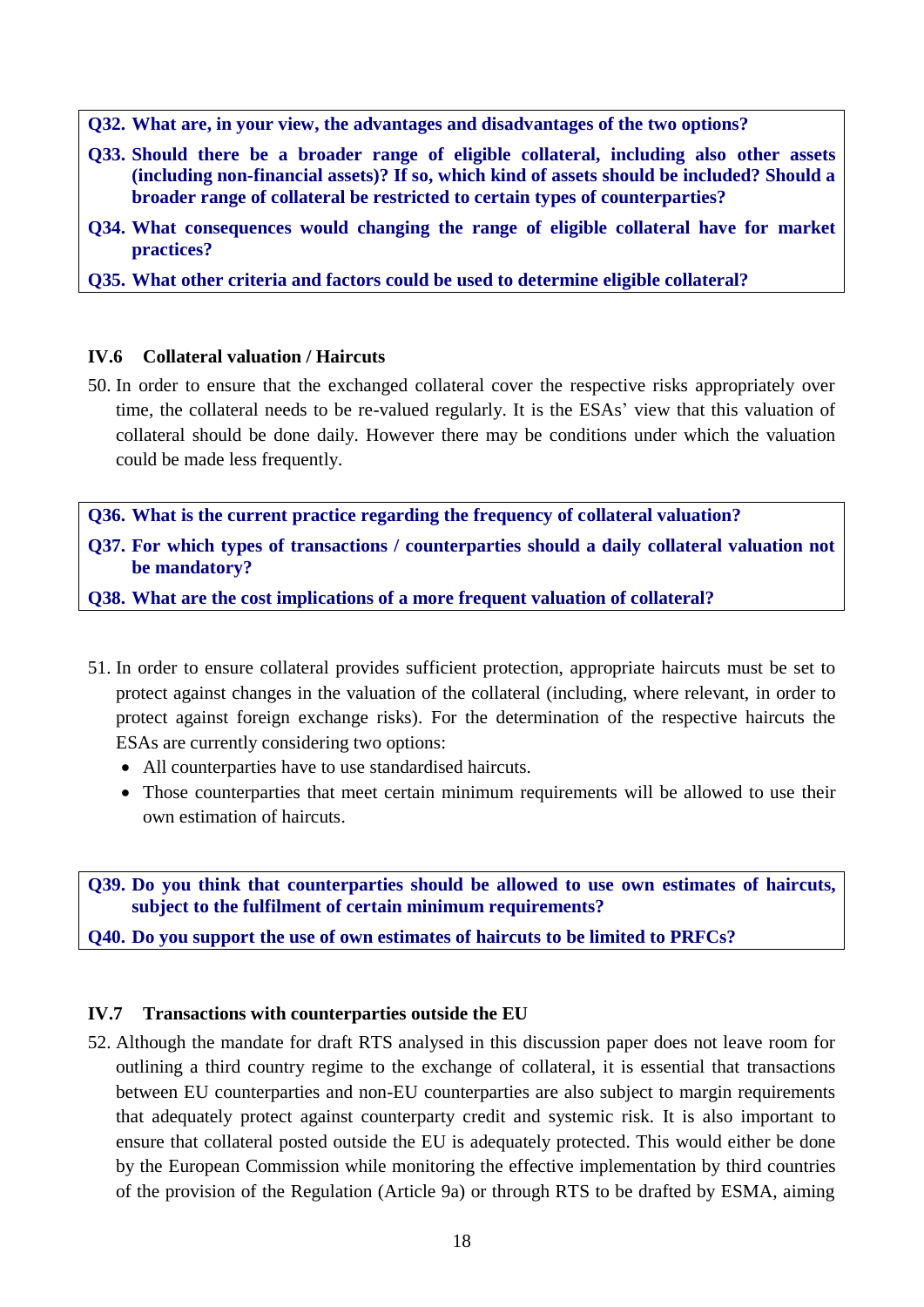**Q32. What are, in your view, the advantages and disadvantages of the two options?**

**Q33. Should there be a broader range of eligible collateral, including also other assets (including non-financial assets)? If so, which kind of assets should be included? Should a broader range of collateral be restricted to certain types of counterparties?**

**Q34. What consequences would changing the range of eligible collateral have for market practices?**

**Q35. What other criteria and factors could be used to determine eligible collateral?**

### IV.6 Collateral valuation / Haircuts

50. In order to ensure that the exchanged collateral cover the respective risks appropriately over time, the collateral needs to be re-valued regularly. It is the ESAs' view that this valuation of collateral should be done daily. However there may be conditions under which the valuation could be made less frequently.

**Q36. What is the current practice regarding the frequency of collateral valuation?**

**Q37. For which types of transactions / counterparties should a daily collateral valuation not be mandatory?**

**Q38. What are the cost implications of a more frequent valuation of collateral?**

51. In order to ensure collateral provides sufficient protection, appropriate haircuts must be set to protect against changes in the valuation of the collateral (including, where relevant, in order to protect against foreign exchange risks). For the determination of the respective haircuts the ESAs are currently considering two options:
    - All counterparties have to use standardised haircuts.
    - Those counterparties that meet certain minimum requirements will be allowed to use their own estimation of haircuts.

**Q39. Do you think that counterparties should be allowed to use own estimates of haircuts, subject to the fulfilment of certain minimum requirements?**

**Q40. Do you support the use of own estimates of haircuts to be limited to PRFCs?**

### IV.7 Transactions with counterparties outside the EU

52. Although the mandate for draft RTS analysed in this discussion paper does not leave room for outlining a third country regime to the exchange of collateral, it is essential that transactions between EU counterparties and non-EU counterparties are also subject to margin requirements that adequately protect against counterparty credit and systemic risk. It is also important to ensure that collateral posted outside the EU is adequately protected. This would either be done by the European Commission while monitoring the effective implementation by third countries of the provision of the Regulation (Article 9a) or through RTS to be drafted by ESMA, aiming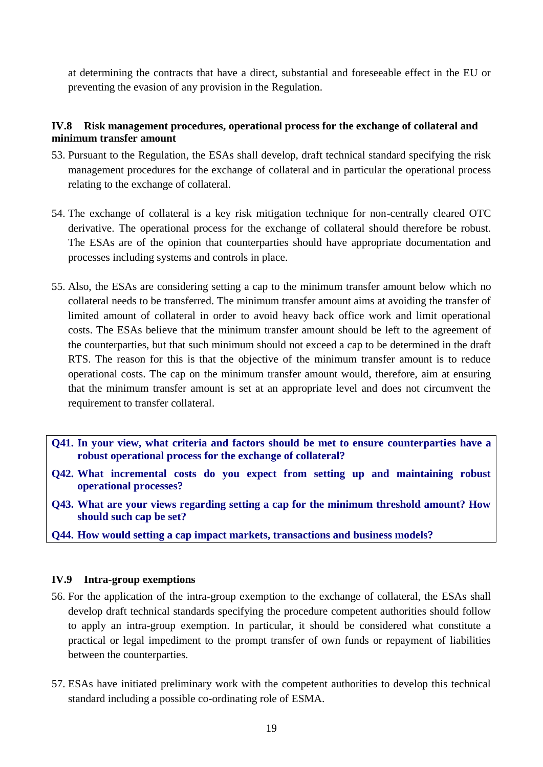at determining the contracts that have a direct, substantial and foreseeable effect in the EU or preventing the evasion of any provision in the Regulation.

### IV.8 Risk management procedures, operational process for the exchange of collateral and minimum transfer amount

53. Pursuant to the Regulation, the ESAs shall develop, draft technical standard specifying the risk management procedures for the exchange of collateral and in particular the operational process relating to the exchange of collateral.

54. The exchange of collateral is a key risk mitigation technique for non-centrally cleared OTC derivative. The operational process for the exchange of collateral should therefore be robust. The ESAs are of the opinion that counterparties should have appropriate documentation and processes including systems and controls in place.

55. Also, the ESAs are considering setting a cap to the minimum transfer amount below which no collateral needs to be transferred. The minimum transfer amount aims at avoiding the transfer of limited amount of collateral in order to avoid heavy back office work and limit operational costs. The ESAs believe that the minimum transfer amount should be left to the agreement of the counterparties, but that such minimum should not exceed a cap to be determined in the draft RTS. The reason for this is that the objective of the minimum transfer amount is to reduce operational costs. The cap on the minimum transfer amount would, therefore, aim at ensuring that the minimum transfer amount is set at an appropriate level and does not circumvent the requirement to transfer collateral.

**Q41. In your view, what criteria and factors should be met to ensure counterparties have a robust operational process for the exchange of collateral?**

**Q42. What incremental costs do you expect from setting up and maintaining robust operational processes?**

**Q43. What are your views regarding setting a cap for the minimum threshold amount? How should such cap be set?**

**Q44. How would setting a cap impact markets, transactions and business models?**

### IV.9 Intra-group exemptions

56. For the application of the intra-group exemption to the exchange of collateral, the ESAs shall develop draft technical standards specifying the procedure competent authorities should follow to apply an intra-group exemption. In particular, it should be considered what constitute a practical or legal impediment to the prompt transfer of own funds or repayment of liabilities between the counterparties.

57. ESAs have initiated preliminary work with the competent authorities to develop this technical standard including a possible co-ordinating role of ESMA.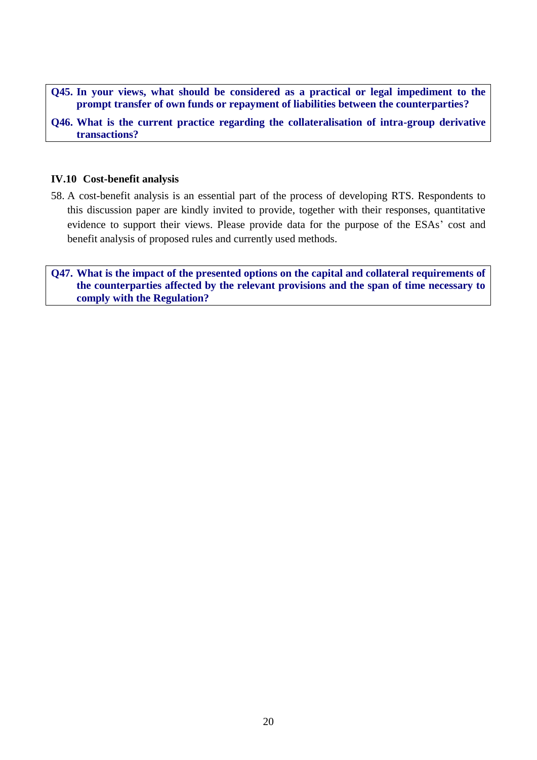**Q45. In your views, what should be considered as a practical or legal impediment to the prompt transfer of own funds or repayment of liabilities between the counterparties?**

**Q46. What is the current practice regarding the collateralisation of intra-group derivative transactions?**

### IV.10 Cost-benefit analysis

58. A cost-benefit analysis is an essential part of the process of developing RTS. Respondents to this discussion paper are kindly invited to provide, together with their responses, quantitative evidence to support their views. Please provide data for the purpose of the ESAs' cost and benefit analysis of proposed rules and currently used methods.

**Q47. What is the impact of the presented options on the capital and collateral requirements of the counterparties affected by the relevant provisions and the span of time necessary to comply with the Regulation?**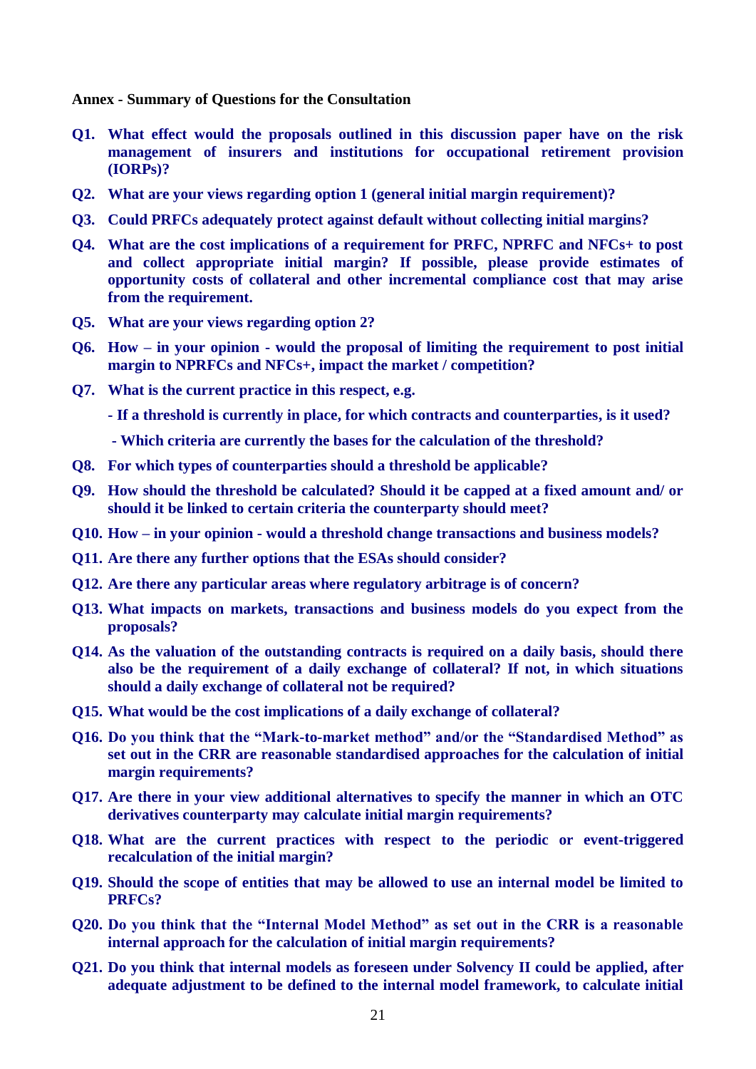**Annex - Summary of Questions for the Consultation**

**Q1. What effect would the proposals outlined in this discussion paper have on the risk management of insurers and institutions for occupational retirement provision (IORPs)?**

**Q2. What are your views regarding option 1 (general initial margin requirement)?**

**Q3. Could PRFCs adequately protect against default without collecting initial margins?**

**Q4. What are the cost implications of a requirement for PRFC, NPRFC and NFCs+ to post and collect appropriate initial margin? If possible, please provide estimates of opportunity costs of collateral and other incremental compliance cost that may arise from the requirement.**

**Q5. What are your views regarding option 2?**

**Q6. How – in your opinion - would the proposal of limiting the requirement to post initial margin to NPRFCs and NFCs+, impact the market / competition?**

**Q7. What is the current practice in this respect, e.g.**

**- If a threshold is currently in place, for which contracts and counterparties, is it used?**

**- Which criteria are currently the bases for the calculation of the threshold?**

**Q8. For which types of counterparties should a threshold be applicable?**

**Q9. How should the threshold be calculated? Should it be capped at a fixed amount and/ or should it be linked to certain criteria the counterparty should meet?**

**Q10. How – in your opinion - would a threshold change transactions and business models?**

**Q11. Are there any further options that the ESAs should consider?**

**Q12. Are there any particular areas where regulatory arbitrage is of concern?**

**Q13. What impacts on markets, transactions and business models do you expect from the proposals?**

**Q14. As the valuation of the outstanding contracts is required on a daily basis, should there also be the requirement of a daily exchange of collateral? If not, in which situations should a daily exchange of collateral not be required?**

**Q15. What would be the cost implications of a daily exchange of collateral?**

**Q16. Do you think that the "Mark-to-market method" and/or the "Standardised Method" as set out in the CRR are reasonable standardised approaches for the calculation of initial margin requirements?**

**Q17. Are there in your view additional alternatives to specify the manner in which an OTC derivatives counterparty may calculate initial margin requirements?**

**Q18. What are the current practices with respect to the periodic or event-triggered recalculation of the initial margin?**

**Q19. Should the scope of entities that may be allowed to use an internal model be limited to PRFCs?**

**Q20. Do you think that the "Internal Model Method" as set out in the CRR is a reasonable internal approach for the calculation of initial margin requirements?**

**Q21. Do you think that internal models as foreseen under Solvency II could be applied, after adequate adjustment to be defined to the internal model framework, to calculate initial**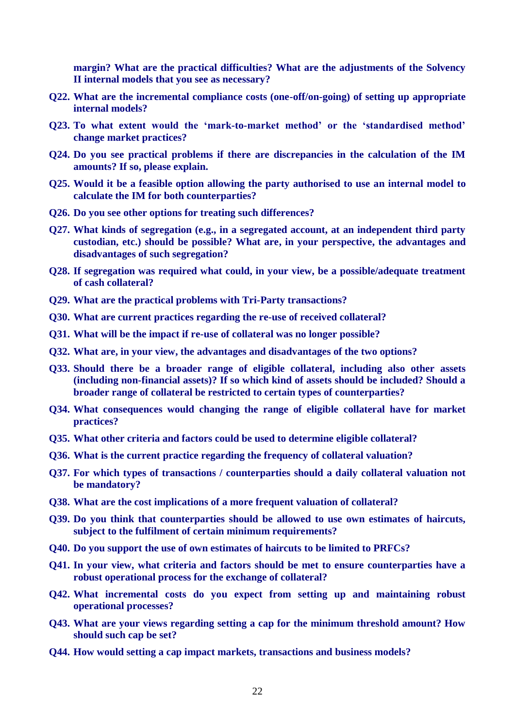**margin? What are the practical difficulties? What are the adjustments of the Solvency II internal models that you see as necessary?**

**Q22. What are the incremental compliance costs (one-off/on-going) of setting up appropriate internal models?**

**Q23. To what extent would the 'mark-to-market method' or the 'standardised method' change market practices?**

**Q24. Do you see practical problems if there are discrepancies in the calculation of the IM amounts? If so, please explain.**

**Q25. Would it be a feasible option allowing the party authorised to use an internal model to calculate the IM for both counterparties?**

**Q26. Do you see other options for treating such differences?**

**Q27. What kinds of segregation (e.g., in a segregated account, at an independent third party custodian, etc.) should be possible? What are, in your perspective, the advantages and disadvantages of such segregation?**

**Q28. If segregation was required what could, in your view, be a possible/adequate treatment of cash collateral?**

**Q29. What are the practical problems with Tri-Party transactions?**

**Q30. What are current practices regarding the re-use of received collateral?**

**Q31. What will be the impact if re-use of collateral was no longer possible?**

**Q32. What are, in your view, the advantages and disadvantages of the two options?**

**Q33. Should there be a broader range of eligible collateral, including also other assets (including non-financial assets)? If so which kind of assets should be included? Should a broader range of collateral be restricted to certain types of counterparties?**

**Q34. What consequences would changing the range of eligible collateral have for market practices?**

**Q35. What other criteria and factors could be used to determine eligible collateral?**

**Q36. What is the current practice regarding the frequency of collateral valuation?**

**Q37. For which types of transactions / counterparties should a daily collateral valuation not be mandatory?**

**Q38. What are the cost implications of a more frequent valuation of collateral?**

**Q39. Do you think that counterparties should be allowed to use own estimates of haircuts, subject to the fulfilment of certain minimum requirements?**

**Q40. Do you support the use of own estimates of haircuts to be limited to PRFCs?**

**Q41. In your view, what criteria and factors should be met to ensure counterparties have a robust operational process for the exchange of collateral?**

**Q42. What incremental costs do you expect from setting up and maintaining robust operational processes?**

**Q43. What are your views regarding setting a cap for the minimum threshold amount? How should such cap be set?**

**Q44. How would setting a cap impact markets, transactions and business models?**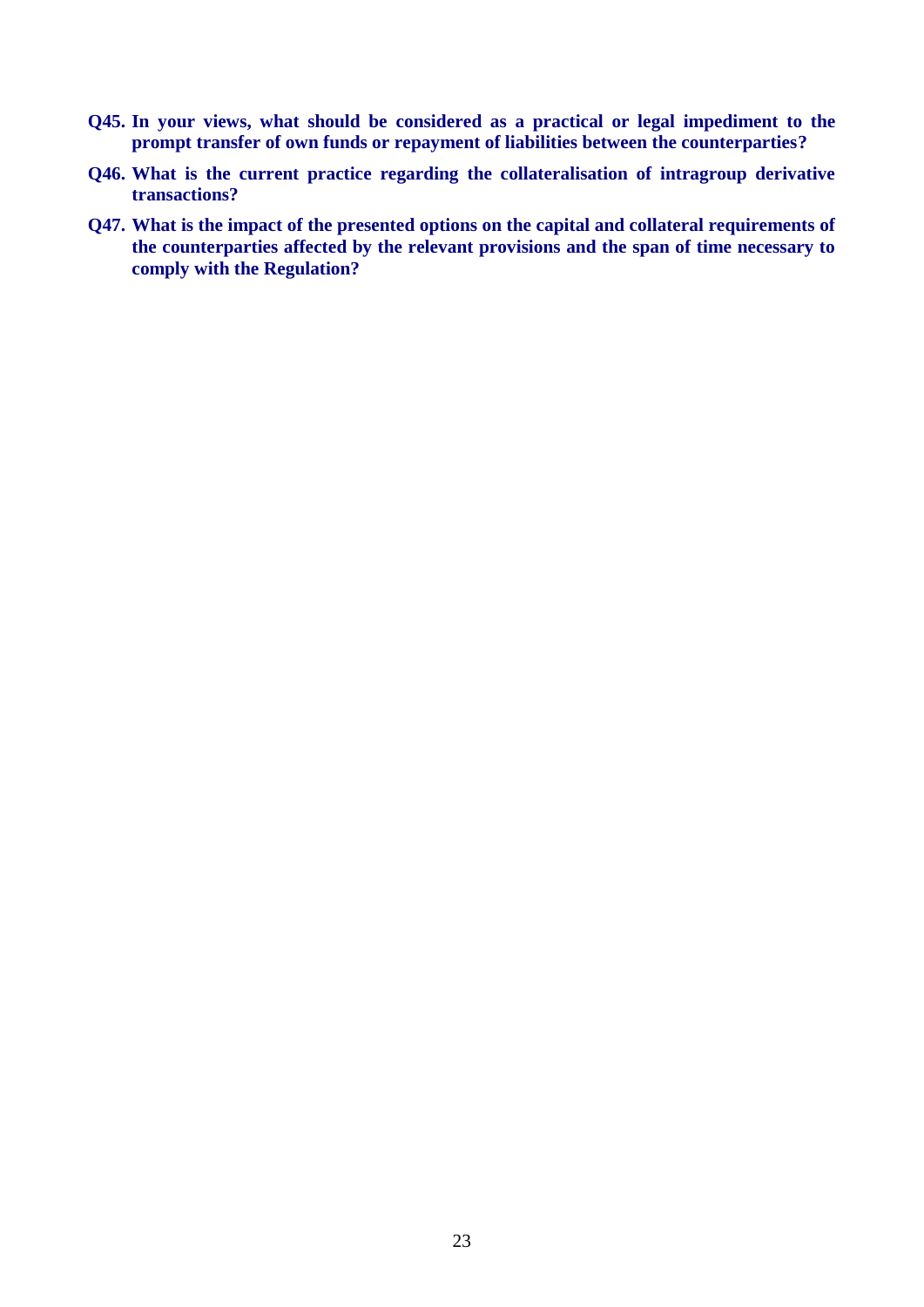**Q45. In your views, what should be considered as a practical or legal impediment to the prompt transfer of own funds or repayment of liabilities between the counterparties?**

**Q46. What is the current practice regarding the collateralisation of intragroup derivative transactions?**

**Q47. What is the impact of the presented options on the capital and collateral requirements of the counterparties affected by the relevant provisions and the span of time necessary to comply with the Regulation?**